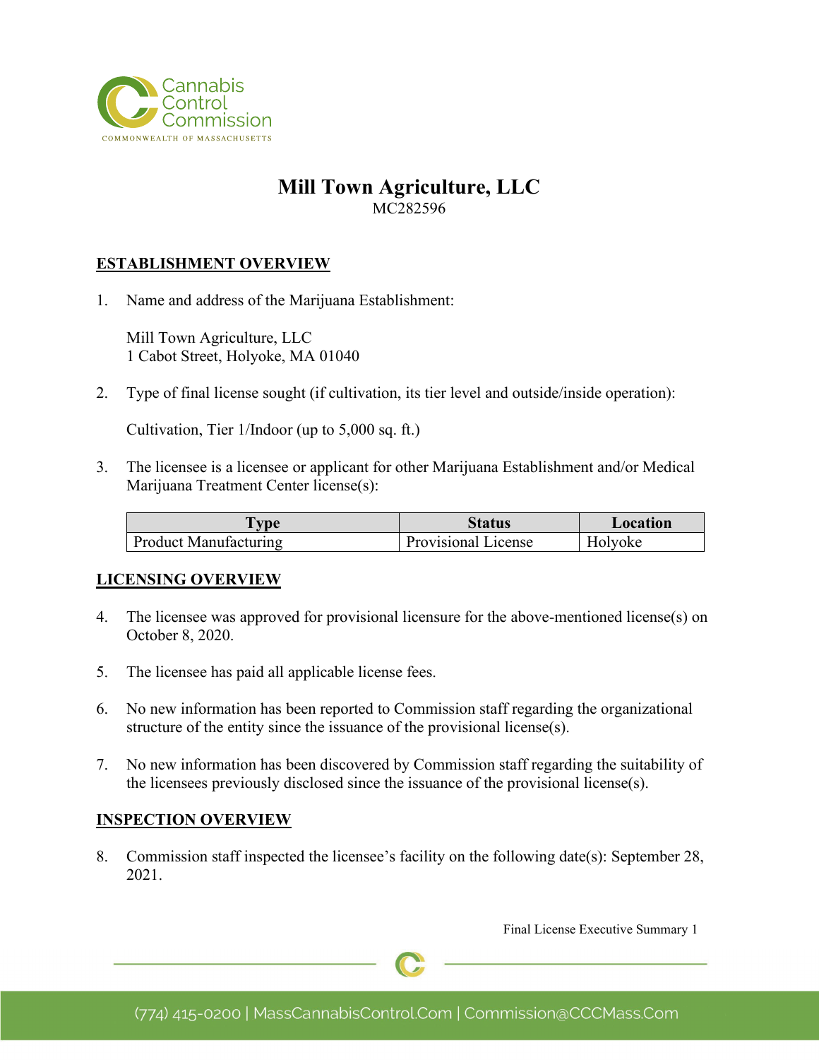# Mill Town Agriculture, LLC

MC282596

## ESTABLISHMENT OVERVIEW

1. Name and address of the Marijuana Establishment:

   Mill Town Agriculture, LLC
   1 Cabot Street, Holyoke, MA 01040

2. Type of final license sought (if cultivation, its tier level and outside/inside operation):

   Cultivation, Tier 1/Indoor (up to 5,000 sq. ft.)

3. The licensee is a licensee or applicant for other Marijuana Establishment and/or Medical Marijuana Treatment Center license(s):

| Type | Status | Location |
|---|---|---|
| Product Manufacturing | Provisional License | Holyoke |

## LICENSING OVERVIEW

4. The licensee was approved for provisional licensure for the above-mentioned license(s) on October 8, 2020.

5. The licensee has paid all applicable license fees.

6. No new information has been reported to Commission staff regarding the organizational structure of the entity since the issuance of the provisional license(s).

7. No new information has been discovered by Commission staff regarding the suitability of the licensees previously disclosed since the issuance of the provisional license(s).

## INSPECTION OVERVIEW

8. Commission staff inspected the licensee's facility on the following date(s): September 28, 2021.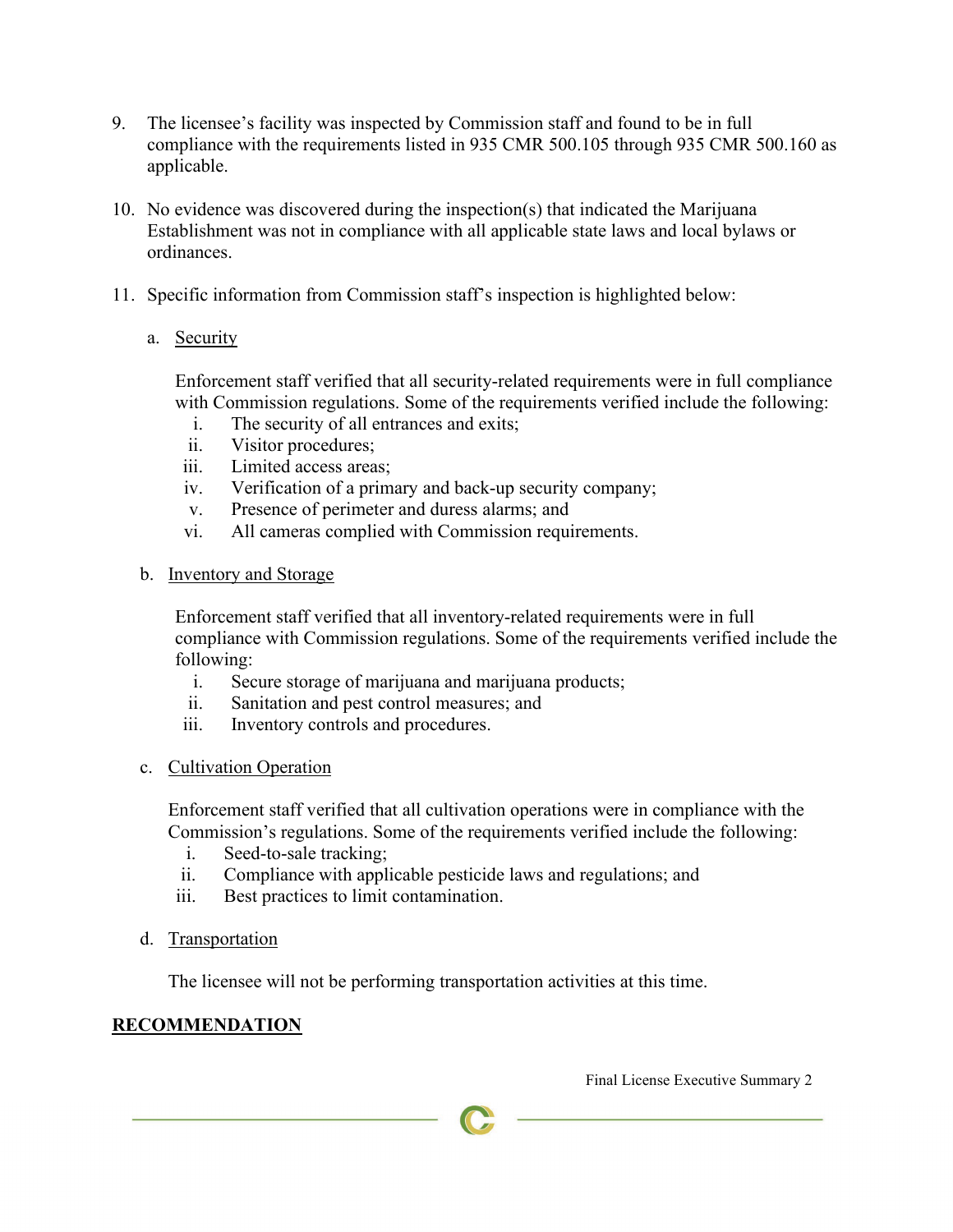9. The licensee's facility was inspected by Commission staff and found to be in full compliance with the requirements listed in 935 CMR 500.105 through 935 CMR 500.160 as applicable.

10. No evidence was discovered during the inspection(s) that indicated the Marijuana Establishment was not in compliance with all applicable state laws and local bylaws or ordinances.

11. Specific information from Commission staff's inspection is highlighted below:

    a. <u>Security</u>

       Enforcement staff verified that all security-related requirements were in full compliance with Commission regulations. Some of the requirements verified include the following:

       i. The security of all entrances and exits;
       ii. Visitor procedures;
       iii. Limited access areas;
       iv. Verification of a primary and back-up security company;
       v. Presence of perimeter and duress alarms; and
       vi. All cameras complied with Commission requirements.

    b. <u>Inventory and Storage</u>

       Enforcement staff verified that all inventory-related requirements were in full compliance with Commission regulations. Some of the requirements verified include the following:

       i. Secure storage of marijuana and marijuana products;
       ii. Sanitation and pest control measures; and
       iii. Inventory controls and procedures.

    c. <u>Cultivation Operation</u>

       Enforcement staff verified that all cultivation operations were in compliance with the Commission's regulations. Some of the requirements verified include the following:

       i. Seed-to-sale tracking;
       ii. Compliance with applicable pesticide laws and regulations; and
       iii. Best practices to limit contamination.

    d. <u>Transportation</u>

       The licensee will not be performing transportation activities at this time.

## **<u>RECOMMENDATION</u>**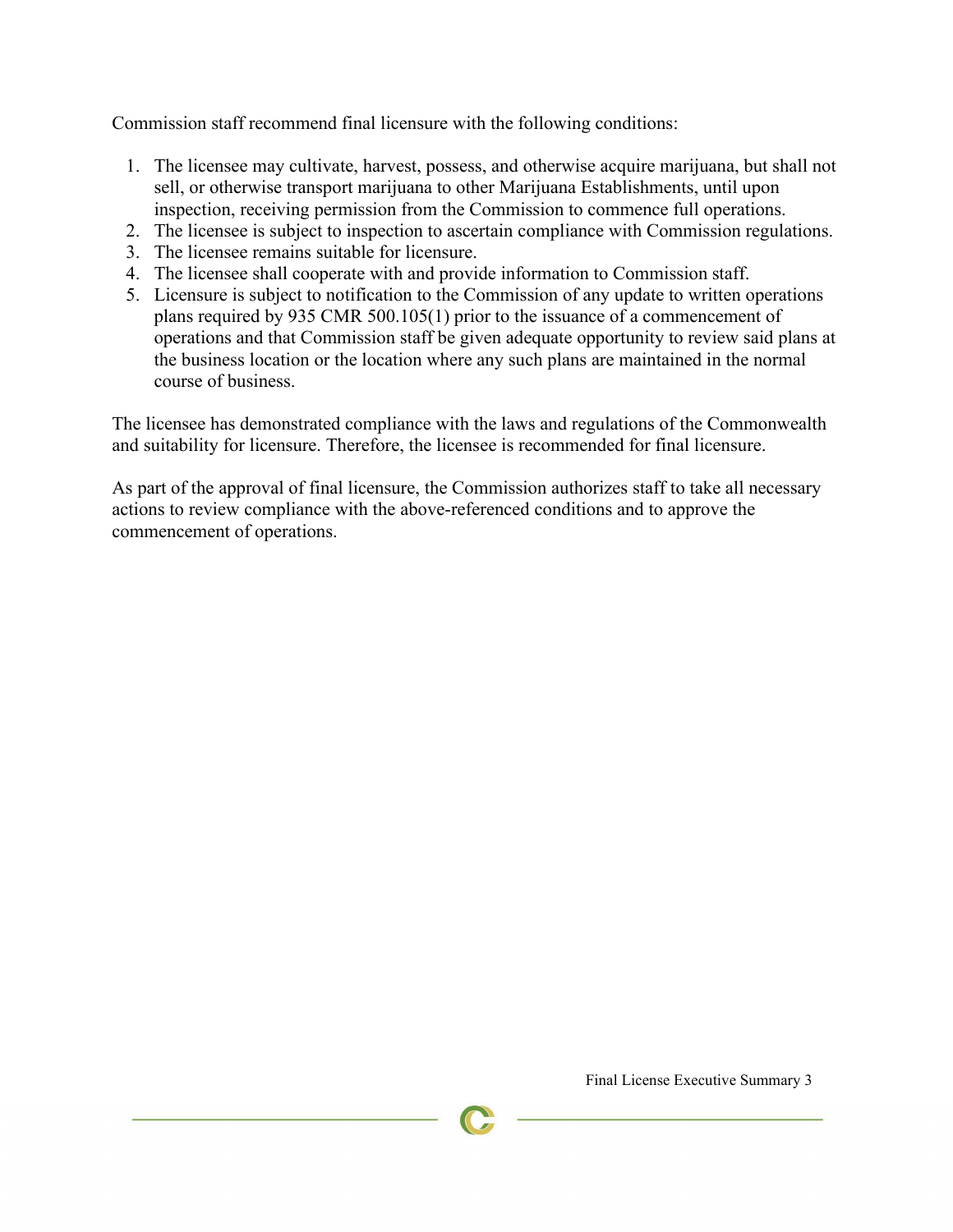Commission staff recommend final licensure with the following conditions:

1. The licensee may cultivate, harvest, possess, and otherwise acquire marijuana, but shall not sell, or otherwise transport marijuana to other Marijuana Establishments, until upon inspection, receiving permission from the Commission to commence full operations.
2. The licensee is subject to inspection to ascertain compliance with Commission regulations.
3. The licensee remains suitable for licensure.
4. The licensee shall cooperate with and provide information to Commission staff.
5. Licensure is subject to notification to the Commission of any update to written operations plans required by 935 CMR 500.105(1) prior to the issuance of a commencement of operations and that Commission staff be given adequate opportunity to review said plans at the business location or the location where any such plans are maintained in the normal course of business.

The licensee has demonstrated compliance with the laws and regulations of the Commonwealth and suitability for licensure. Therefore, the licensee is recommended for final licensure.

As part of the approval of final licensure, the Commission authorizes staff to take all necessary actions to review compliance with the above-referenced conditions and to approve the commencement of operations.